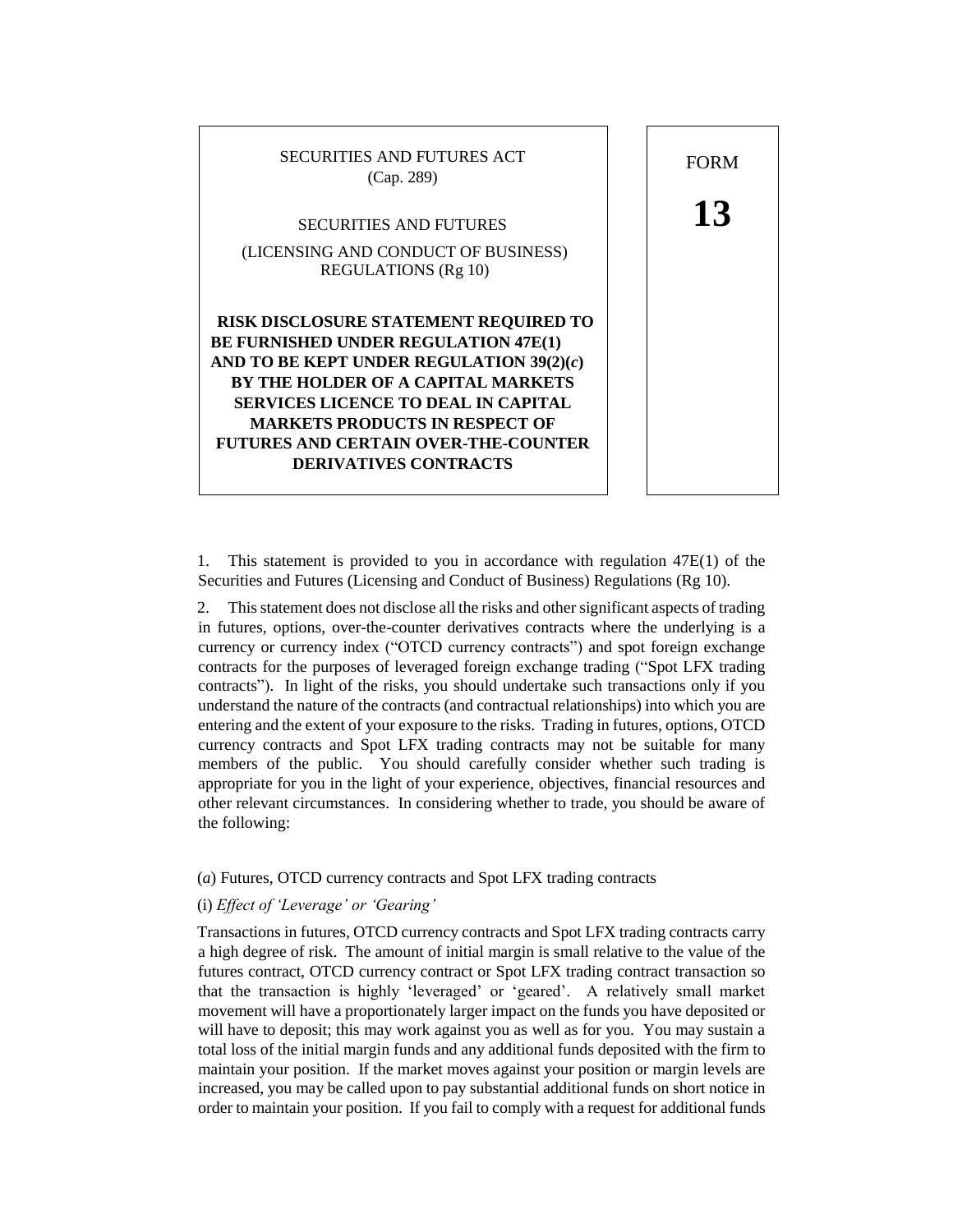SECURITIES AND FUTURES ACT
(Cap. 289)

SECURITIES AND FUTURES

(LICENSING AND CONDUCT OF BUSINESS) REGULATIONS (Rg 10)

**RISK DISCLOSURE STATEMENT REQUIRED TO BE FURNISHED UNDER REGULATION 47E(1) AND TO BE KEPT UNDER REGULATION 39(2)(*c*) BY THE HOLDER OF A CAPITAL MARKETS SERVICES LICENCE TO DEAL IN CAPITAL MARKETS PRODUCTS IN RESPECT OF FUTURES AND CERTAIN OVER-THE-COUNTER DERIVATIVES CONTRACTS**

FORM

**13**

1. This statement is provided to you in accordance with regulation 47E(1) of the Securities and Futures (Licensing and Conduct of Business) Regulations (Rg 10).

2. This statement does not disclose all the risks and other significant aspects of trading in futures, options, over-the-counter derivatives contracts where the underlying is a currency or currency index ("OTCD currency contracts") and spot foreign exchange contracts for the purposes of leveraged foreign exchange trading ("Spot LFX trading contracts"). In light of the risks, you should undertake such transactions only if you understand the nature of the contracts (and contractual relationships) into which you are entering and the extent of your exposure to the risks. Trading in futures, options, OTCD currency contracts and Spot LFX trading contracts may not be suitable for many members of the public. You should carefully consider whether such trading is appropriate for you in the light of your experience, objectives, financial resources and other relevant circumstances. In considering whether to trade, you should be aware of the following:

(*a*) Futures, OTCD currency contracts and Spot LFX trading contracts

(i) *Effect of 'Leverage' or 'Gearing'*

Transactions in futures, OTCD currency contracts and Spot LFX trading contracts carry a high degree of risk. The amount of initial margin is small relative to the value of the futures contract, OTCD currency contract or Spot LFX trading contract transaction so that the transaction is highly 'leveraged' or 'geared'. A relatively small market movement will have a proportionately larger impact on the funds you have deposited or will have to deposit; this may work against you as well as for you. You may sustain a total loss of the initial margin funds and any additional funds deposited with the firm to maintain your position. If the market moves against your position or margin levels are increased, you may be called upon to pay substantial additional funds on short notice in order to maintain your position. If you fail to comply with a request for additional funds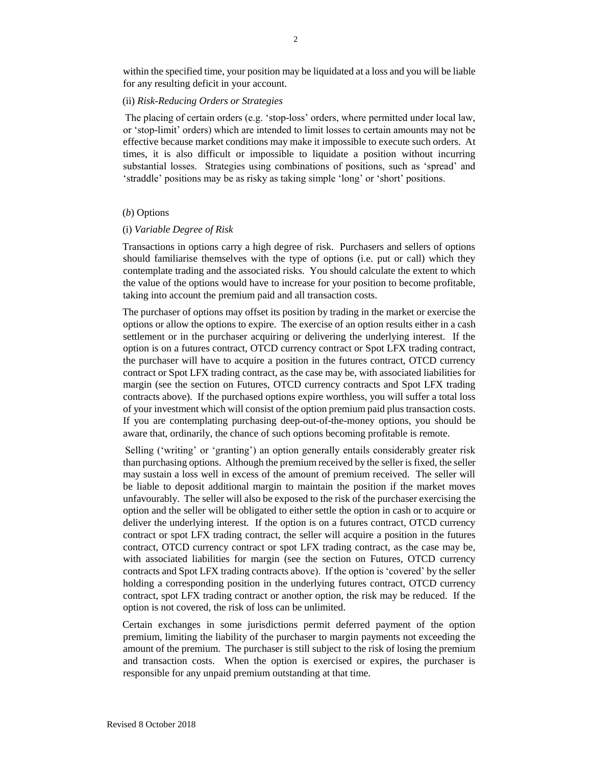within the specified time, your position may be liquidated at a loss and you will be liable for any resulting deficit in your account.

(ii) *Risk-Reducing Orders or Strategies*

The placing of certain orders (e.g. 'stop-loss' orders, where permitted under local law, or 'stop-limit' orders) which are intended to limit losses to certain amounts may not be effective because market conditions may make it impossible to execute such orders. At times, it is also difficult or impossible to liquidate a position without incurring substantial losses. Strategies using combinations of positions, such as 'spread' and 'straddle' positions may be as risky as taking simple 'long' or 'short' positions.

(*b*) Options

(i) *Variable Degree of Risk*

Transactions in options carry a high degree of risk. Purchasers and sellers of options should familiarise themselves with the type of options (i.e. put or call) which they contemplate trading and the associated risks. You should calculate the extent to which the value of the options would have to increase for your position to become profitable, taking into account the premium paid and all transaction costs.

The purchaser of options may offset its position by trading in the market or exercise the options or allow the options to expire. The exercise of an option results either in a cash settlement or in the purchaser acquiring or delivering the underlying interest. If the option is on a futures contract, OTCD currency contract or Spot LFX trading contract, the purchaser will have to acquire a position in the futures contract, OTCD currency contract or Spot LFX trading contract, as the case may be, with associated liabilities for margin (see the section on Futures, OTCD currency contracts and Spot LFX trading contracts above). If the purchased options expire worthless, you will suffer a total loss of your investment which will consist of the option premium paid plus transaction costs. If you are contemplating purchasing deep-out-of-the-money options, you should be aware that, ordinarily, the chance of such options becoming profitable is remote.

Selling ('writing' or 'granting') an option generally entails considerably greater risk than purchasing options. Although the premium received by the seller is fixed, the seller may sustain a loss well in excess of the amount of premium received. The seller will be liable to deposit additional margin to maintain the position if the market moves unfavourably. The seller will also be exposed to the risk of the purchaser exercising the option and the seller will be obligated to either settle the option in cash or to acquire or deliver the underlying interest. If the option is on a futures contract, OTCD currency contract or spot LFX trading contract, the seller will acquire a position in the futures contract, OTCD currency contract or spot LFX trading contract, as the case may be, with associated liabilities for margin (see the section on Futures, OTCD currency contracts and Spot LFX trading contracts above). If the option is 'covered' by the seller holding a corresponding position in the underlying futures contract, OTCD currency contract, spot LFX trading contract or another option, the risk may be reduced. If the option is not covered, the risk of loss can be unlimited.

Certain exchanges in some jurisdictions permit deferred payment of the option premium, limiting the liability of the purchaser to margin payments not exceeding the amount of the premium. The purchaser is still subject to the risk of losing the premium and transaction costs. When the option is exercised or expires, the purchaser is responsible for any unpaid premium outstanding at that time.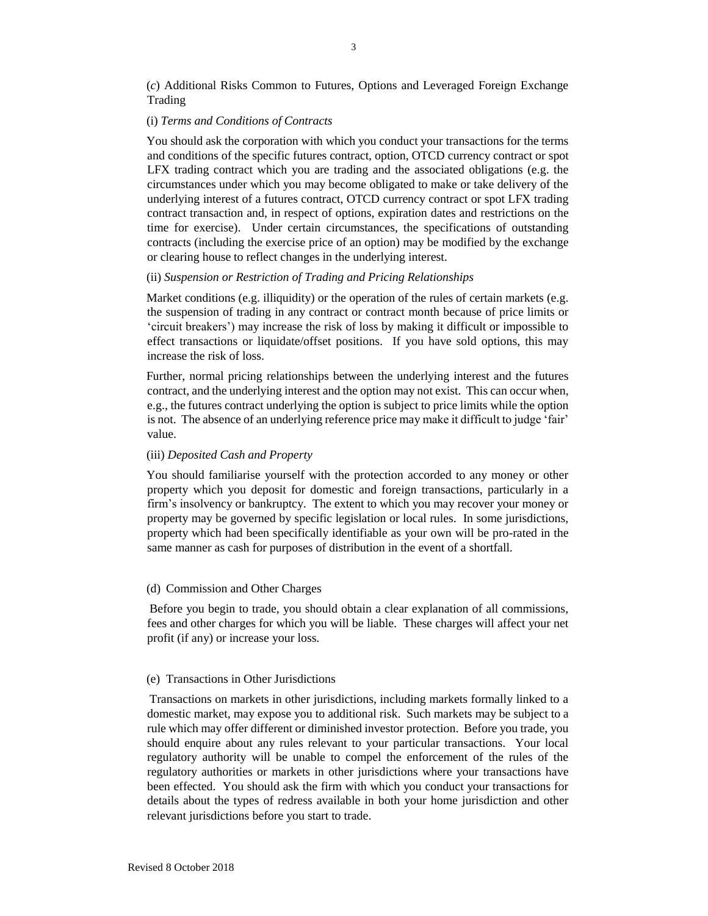(*c*) Additional Risks Common to Futures, Options and Leveraged Foreign Exchange Trading

(i) *Terms and Conditions of Contracts*

You should ask the corporation with which you conduct your transactions for the terms and conditions of the specific futures contract, option, OTCD currency contract or spot LFX trading contract which you are trading and the associated obligations (e.g. the circumstances under which you may become obligated to make or take delivery of the underlying interest of a futures contract, OTCD currency contract or spot LFX trading contract transaction and, in respect of options, expiration dates and restrictions on the time for exercise). Under certain circumstances, the specifications of outstanding contracts (including the exercise price of an option) may be modified by the exchange or clearing house to reflect changes in the underlying interest.

(ii) *Suspension or Restriction of Trading and Pricing Relationships*

Market conditions (e.g. illiquidity) or the operation of the rules of certain markets (e.g. the suspension of trading in any contract or contract month because of price limits or 'circuit breakers') may increase the risk of loss by making it difficult or impossible to effect transactions or liquidate/offset positions. If you have sold options, this may increase the risk of loss.

Further, normal pricing relationships between the underlying interest and the futures contract, and the underlying interest and the option may not exist. This can occur when, e.g., the futures contract underlying the option is subject to price limits while the option is not. The absence of an underlying reference price may make it difficult to judge 'fair' value.

(iii) *Deposited Cash and Property*

You should familiarise yourself with the protection accorded to any money or other property which you deposit for domestic and foreign transactions, particularly in a firm's insolvency or bankruptcy. The extent to which you may recover your money or property may be governed by specific legislation or local rules. In some jurisdictions, property which had been specifically identifiable as your own will be pro-rated in the same manner as cash for purposes of distribution in the event of a shortfall.

(d) Commission and Other Charges

Before you begin to trade, you should obtain a clear explanation of all commissions, fees and other charges for which you will be liable. These charges will affect your net profit (if any) or increase your loss.

(e) Transactions in Other Jurisdictions

Transactions on markets in other jurisdictions, including markets formally linked to a domestic market, may expose you to additional risk. Such markets may be subject to a rule which may offer different or diminished investor protection. Before you trade, you should enquire about any rules relevant to your particular transactions. Your local regulatory authority will be unable to compel the enforcement of the rules of the regulatory authorities or markets in other jurisdictions where your transactions have been effected. You should ask the firm with which you conduct your transactions for details about the types of redress available in both your home jurisdiction and other relevant jurisdictions before you start to trade.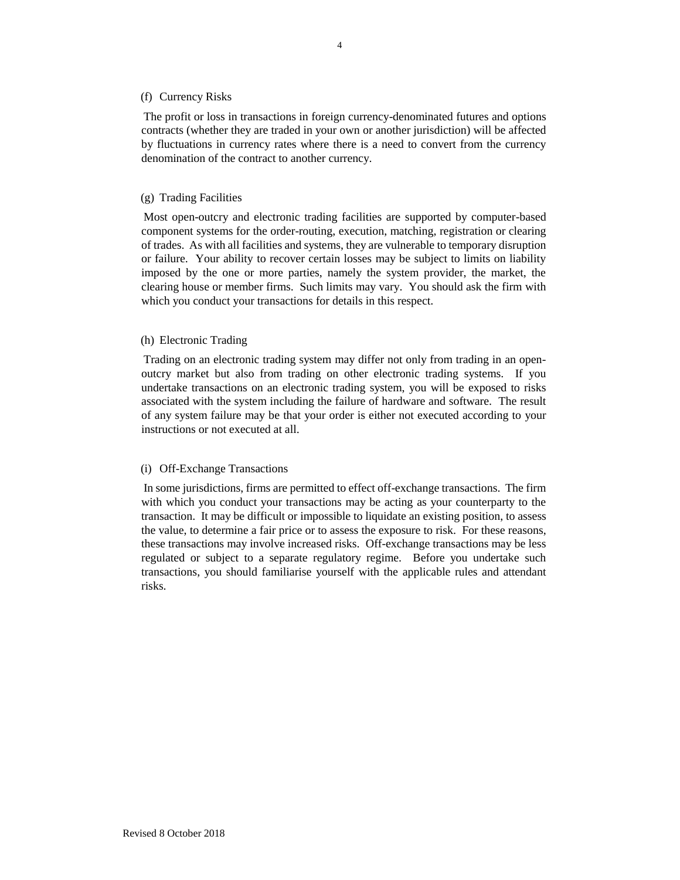(f) Currency Risks

The profit or loss in transactions in foreign currency-denominated futures and options contracts (whether they are traded in your own or another jurisdiction) will be affected by fluctuations in currency rates where there is a need to convert from the currency denomination of the contract to another currency.

(g) Trading Facilities

Most open-outcry and electronic trading facilities are supported by computer-based component systems for the order-routing, execution, matching, registration or clearing of trades. As with all facilities and systems, they are vulnerable to temporary disruption or failure. Your ability to recover certain losses may be subject to limits on liability imposed by the one or more parties, namely the system provider, the market, the clearing house or member firms. Such limits may vary. You should ask the firm with which you conduct your transactions for details in this respect.

(h) Electronic Trading

Trading on an electronic trading system may differ not only from trading in an open-outcry market but also from trading on other electronic trading systems. If you undertake transactions on an electronic trading system, you will be exposed to risks associated with the system including the failure of hardware and software. The result of any system failure may be that your order is either not executed according to your instructions or not executed at all.

(i) Off-Exchange Transactions

In some jurisdictions, firms are permitted to effect off-exchange transactions. The firm with which you conduct your transactions may be acting as your counterparty to the transaction. It may be difficult or impossible to liquidate an existing position, to assess the value, to determine a fair price or to assess the exposure to risk. For these reasons, these transactions may involve increased risks. Off-exchange transactions may be less regulated or subject to a separate regulatory regime. Before you undertake such transactions, you should familiarise yourself with the applicable rules and attendant risks.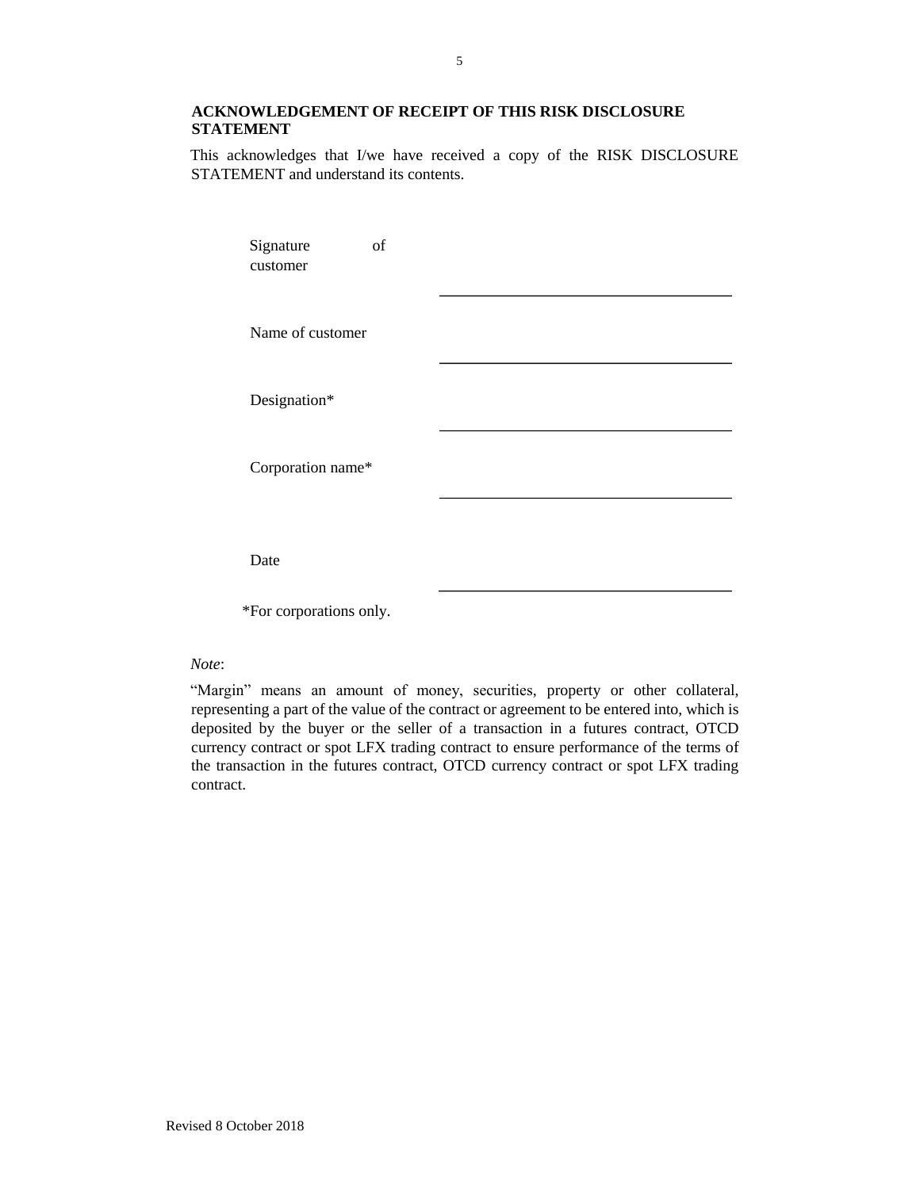**ACKNOWLEDGEMENT OF RECEIPT OF THIS RISK DISCLOSURE STATEMENT**

This acknowledges that I/we have received a copy of the RISK DISCLOSURE STATEMENT and understand its contents.

| | |
|---|---|
| Signature of customer | ______________________________ |
| Name of customer | ______________________________ |
| Designation* | ______________________________ |
| Corporation name* | ______________________________ |
| Date | ______________________________ |

*For corporations only.

*Note*:

"Margin" means an amount of money, securities, property or other collateral, representing a part of the value of the contract or agreement to be entered into, which is deposited by the buyer or the seller of a transaction in a futures contract, OTCD currency contract or spot LFX trading contract to ensure performance of the terms of the transaction in the futures contract, OTCD currency contract or spot LFX trading contract.

Revised 8 October 2018